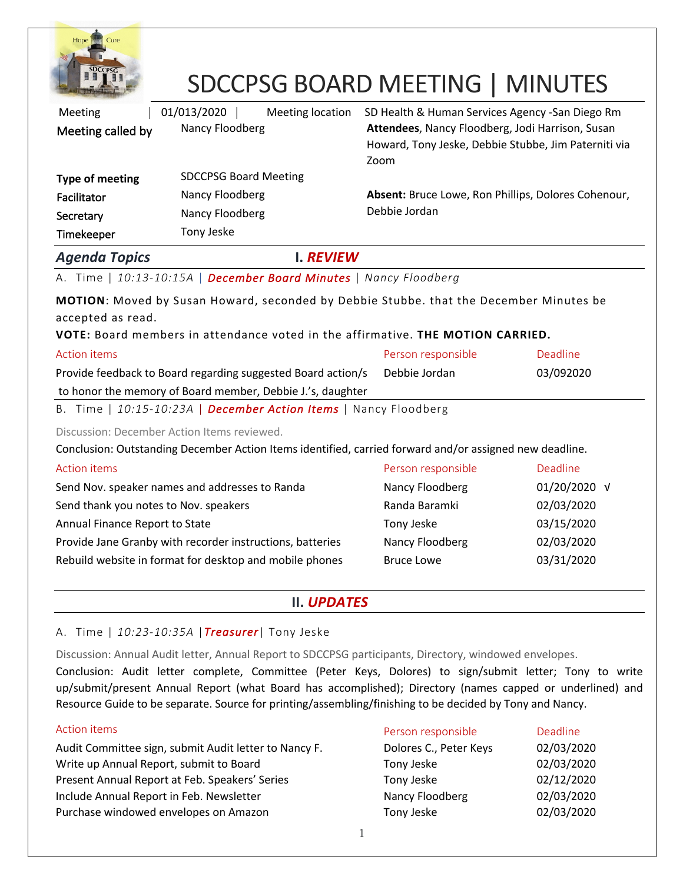# SDCCPSG BOARD MEETING | MINUTES

| | | | |
|---|---|---|---|
| Meeting | 01/013/2020 | Meeting location | SD Health & Human Services Agency -San Diego Rm |
| **Meeting called by** | Nancy Floodberg | **Attendees**, Nancy Floodberg, Jodi Harrison, Susan Howard, Tony Jeske, Debbie Stubbe, Jim Paterniti via Zoom | |
| **Type of meeting** | SDCCPSG Board Meeting | | |
| **Facilitator** | Nancy Floodberg | **Absent:** Bruce Lowe, Ron Phillips, Dolores Cohenour, Debbie Jordan | |
| **Secretary** | Nancy Floodberg | | |
| **Timekeeper** | Tony Jeske | | |

## *Agenda Topics* — I. *REVIEW*

A. Time | *10:13-10:15A* | ***December Board Minutes*** | *Nancy Floodberg*

**MOTION**: Moved by Susan Howard, seconded by Debbie Stubbe. that the December Minutes be accepted as read.

**VOTE:** Board members in attendance voted in the affirmative. **THE MOTION CARRIED.**

| Action items | Person responsible | Deadline |
|---|---|---|
| Provide feedback to Board regarding suggested Board action/s to honor the memory of Board member, Debbie J.'s, daughter | Debbie Jordan | 03/092020 |

B. Time | *10:15-10:23A* | ***December Action Items*** | Nancy Floodberg

Discussion: December Action Items reviewed.

Conclusion: Outstanding December Action Items identified, carried forward and/or assigned new deadline.

| Action items | Person responsible | Deadline |
|---|---|---|
| Send Nov. speaker names and addresses to Randa | Nancy Floodberg | 01/20/2020 √ |
| Send thank you notes to Nov. speakers | Randa Baramki | 02/03/2020 |
| Annual Finance Report to State | Tony Jeske | 03/15/2020 |
| Provide Jane Granby with recorder instructions, batteries | Nancy Floodberg | 02/03/2020 |
| Rebuild website in format for desktop and mobile phones | Bruce Lowe | 03/31/2020 |

## II. *UPDATES*

A. Time | *10:23-10:35A* | ***Treasurer*** | Tony Jeske

Discussion: Annual Audit letter, Annual Report to SDCCPSG participants, Directory, windowed envelopes.

Conclusion: Audit letter complete, Committee (Peter Keys, Dolores) to sign/submit letter; Tony to write up/submit/present Annual Report (what Board has accomplished); Directory (names capped or underlined) and Resource Guide to be separate. Source for printing/assembling/finishing to be decided by Tony and Nancy.

| Action items | Person responsible | Deadline |
|---|---|---|
| Audit Committee sign, submit Audit letter to Nancy F. | Dolores C., Peter Keys | 02/03/2020 |
| Write up Annual Report, submit to Board | Tony Jeske | 02/03/2020 |
| Present Annual Report at Feb. Speakers' Series | Tony Jeske | 02/12/2020 |
| Include Annual Report in Feb. Newsletter | Nancy Floodberg | 02/03/2020 |
| Purchase windowed envelopes on Amazon | Tony Jeske | 02/03/2020 |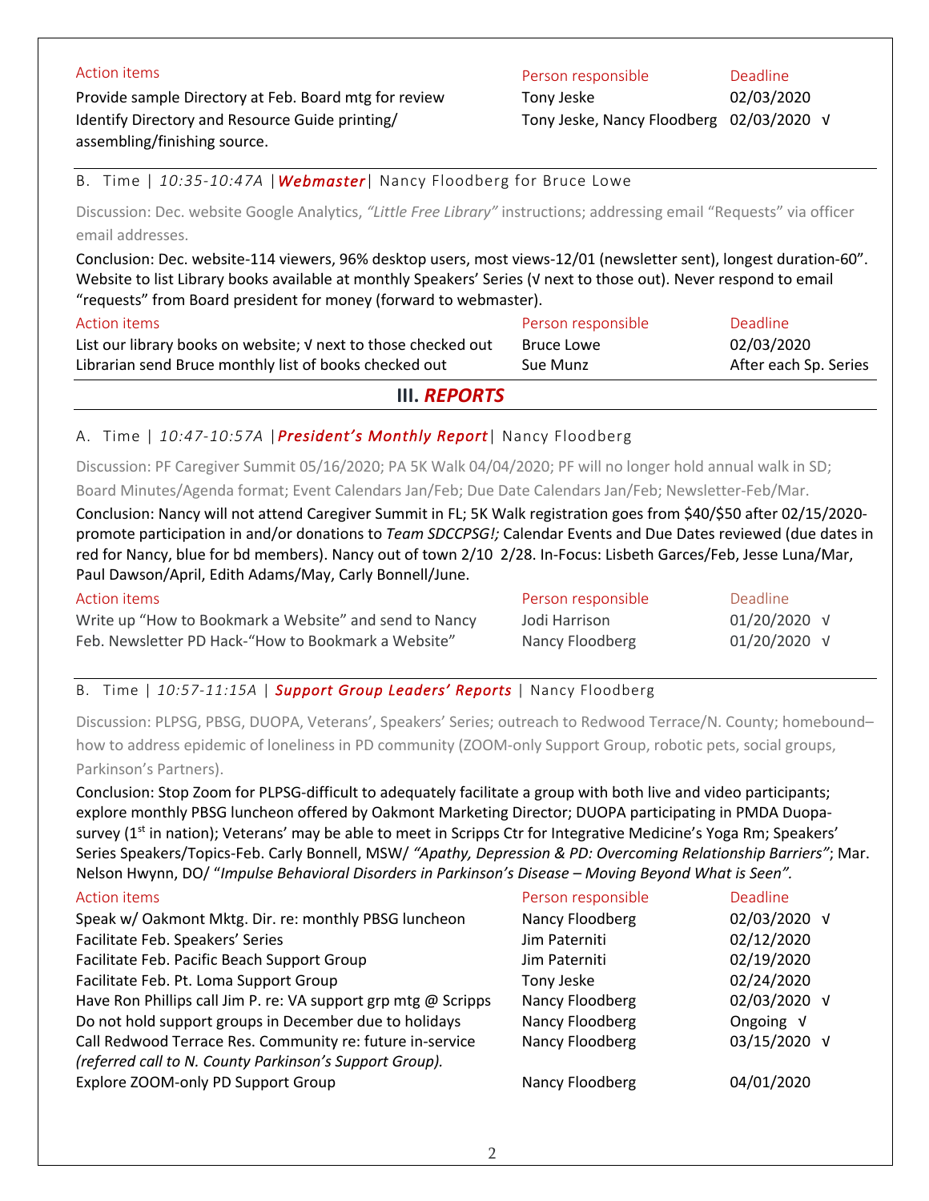| Action items | Person responsible | Deadline |
|---|---|---|
| Provide sample Directory at Feb. Board mtg for review | Tony Jeske | 02/03/2020 |
| Identify Directory and Resource Guide printing/ assembling/finishing source. | Tony Jeske, Nancy Floodberg | 02/03/2020 √ |

B. Time | *10:35-10:47A* | ***Webmaster*** | Nancy Floodberg for Bruce Lowe

Discussion: Dec. website Google Analytics, *"Little Free Library"* instructions; addressing email "Requests" via officer email addresses.

Conclusion: Dec. website-114 viewers, 96% desktop users, most views-12/01 (newsletter sent), longest duration-60". Website to list Library books available at monthly Speakers' Series (√ next to those out). Never respond to email "requests" from Board president for money (forward to webmaster).

| Action items | Person responsible | Deadline |
|---|---|---|
| List our library books on website; √ next to those checked out | Bruce Lowe | 02/03/2020 |
| Librarian send Bruce monthly list of books checked out | Sue Munz | After each Sp. Series |

## III. *REPORTS*

A. Time | *10:47-10:57A* | ***President's Monthly Report*** | Nancy Floodberg

Discussion: PF Caregiver Summit 05/16/2020; PA 5K Walk 04/04/2020; PF will no longer hold annual walk in SD; Board Minutes/Agenda format; Event Calendars Jan/Feb; Due Date Calendars Jan/Feb; Newsletter-Feb/Mar.

Conclusion: Nancy will not attend Caregiver Summit in FL; 5K Walk registration goes from $40/$50 after 02/15/2020-promote participation in and/or donations to *Team SDCCPSG!;* Calendar Events and Due Dates reviewed (due dates in red for Nancy, blue for bd members). Nancy out of town 2/10 2/28. In-Focus: Lisbeth Garces/Feb, Jesse Luna/Mar, Paul Dawson/April, Edith Adams/May, Carly Bonnell/June.

| Action items | Person responsible | Deadline |
|---|---|---|
| Write up "How to Bookmark a Website" and send to Nancy | Jodi Harrison | 01/20/2020 √ |
| Feb. Newsletter PD Hack-"How to Bookmark a Website" | Nancy Floodberg | 01/20/2020 √ |

B. Time | *10:57-11:15A* | ***Support Group Leaders' Reports*** | Nancy Floodberg

Discussion: PLPSG, PBSG, DUOPA, Veterans', Speakers' Series; outreach to Redwood Terrace/N. County; homebound–how to address epidemic of loneliness in PD community (ZOOM-only Support Group, robotic pets, social groups, Parkinson's Partners).

Conclusion: Stop Zoom for PLPSG-difficult to adequately facilitate a group with both live and video participants; explore monthly PBSG luncheon offered by Oakmont Marketing Director; DUOPA participating in PMDA Duopa-survey (1st in nation); Veterans' may be able to meet in Scripps Ctr for Integrative Medicine's Yoga Rm; Speakers' Series Speakers/Topics-Feb. Carly Bonnell, MSW/ *"Apathy, Depression & PD: Overcoming Relationship Barriers"*; Mar. Nelson Hwynn, DO/ "*Impulse Behavioral Disorders in Parkinson's Disease – Moving Beyond What is Seen".*

| Action items | Person responsible | Deadline |
|---|---|---|
| Speak w/ Oakmont Mktg. Dir. re: monthly PBSG luncheon | Nancy Floodberg | 02/03/2020 √ |
| Facilitate Feb. Speakers' Series | Jim Paterniti | 02/12/2020 |
| Facilitate Feb. Pacific Beach Support Group | Jim Paterniti | 02/19/2020 |
| Facilitate Feb. Pt. Loma Support Group | Tony Jeske | 02/24/2020 |
| Have Ron Phillips call Jim P. re: VA support grp mtg @ Scripps | Nancy Floodberg | 02/03/2020 √ |
| Do not hold support groups in December due to holidays | Nancy Floodberg | Ongoing √ |
| Call Redwood Terrace Res. Community re: future in-service *(referred call to N. County Parkinson's Support Group).* | Nancy Floodberg | 03/15/2020 √ |
| Explore ZOOM-only PD Support Group | Nancy Floodberg | 04/01/2020 |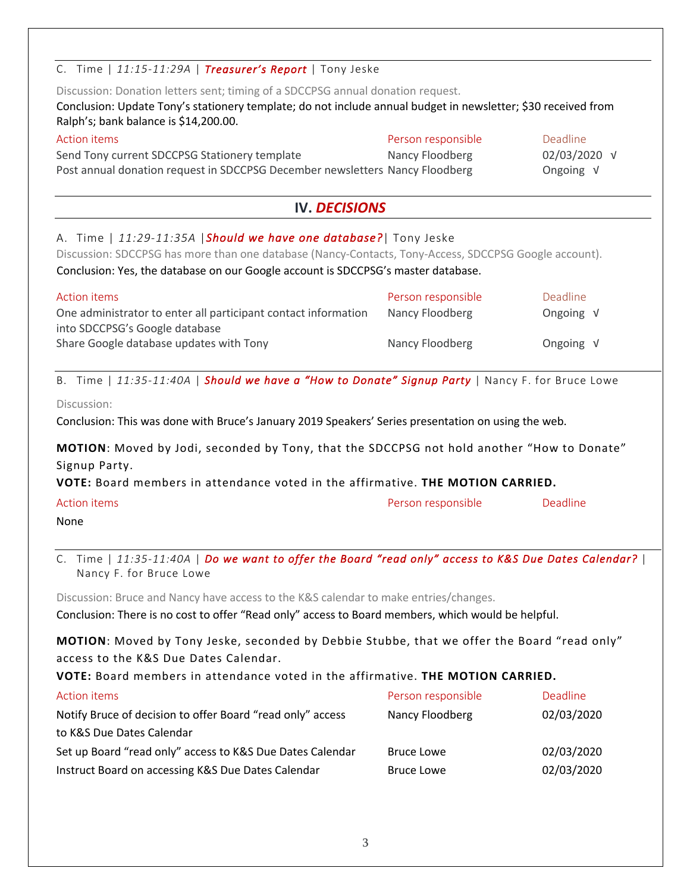C. Time | *11:15-11:29A* | ***Treasurer's Report*** | Tony Jeske

Discussion: Donation letters sent; timing of a SDCCPSG annual donation request.

Conclusion: Update Tony's stationery template; do not include annual budget in newsletter; $30 received from Ralph's; bank balance is $14,200.00.

| Action items | Person responsible | Deadline |
|---|---|---|
| Send Tony current SDCCPSG Stationery template | Nancy Floodberg | 02/03/2020 √ |
| Post annual donation request in SDCCPSG December newsletters | Nancy Floodberg | Ongoing √ |

## IV. *DECISIONS*

A. Time | *11:29-11:35A* | ***Should we have one database?*** | Tony Jeske

Discussion: SDCCPSG has more than one database (Nancy-Contacts, Tony-Access, SDCCPSG Google account).

Conclusion: Yes, the database on our Google account is SDCCPSG's master database.

| Action items | Person responsible | Deadline |
|---|---|---|
| One administrator to enter all participant contact information into SDCCPSG's Google database | Nancy Floodberg | Ongoing √ |
| Share Google database updates with Tony | Nancy Floodberg | Ongoing √ |

B. Time | *11:35-11:40A* | ***Should we have a "How to Donate" Signup Party*** | Nancy F. for Bruce Lowe

Discussion:

Conclusion: This was done with Bruce's January 2019 Speakers' Series presentation on using the web.

**MOTION**: Moved by Jodi, seconded by Tony, that the SDCCPSG not hold another "How to Donate" Signup Party.

**VOTE:** Board members in attendance voted in the affirmative. **THE MOTION CARRIED.**

| Action items | Person responsible | Deadline |
|---|---|---|
| None | | |

C. Time | *11:35-11:40A* | ***Do we want to offer the Board "read only" access to K&S Due Dates Calendar?*** | Nancy F. for Bruce Lowe

Discussion: Bruce and Nancy have access to the K&S calendar to make entries/changes.

Conclusion: There is no cost to offer "Read only" access to Board members, which would be helpful.

**MOTION**: Moved by Tony Jeske, seconded by Debbie Stubbe, that we offer the Board "read only" access to the K&S Due Dates Calendar.

**VOTE:** Board members in attendance voted in the affirmative. **THE MOTION CARRIED.**

| Action items | Person responsible | Deadline |
|---|---|---|
| Notify Bruce of decision to offer Board "read only" access to K&S Due Dates Calendar | Nancy Floodberg | 02/03/2020 |
| Set up Board "read only" access to K&S Due Dates Calendar | Bruce Lowe | 02/03/2020 |
| Instruct Board on accessing K&S Due Dates Calendar | Bruce Lowe | 02/03/2020 |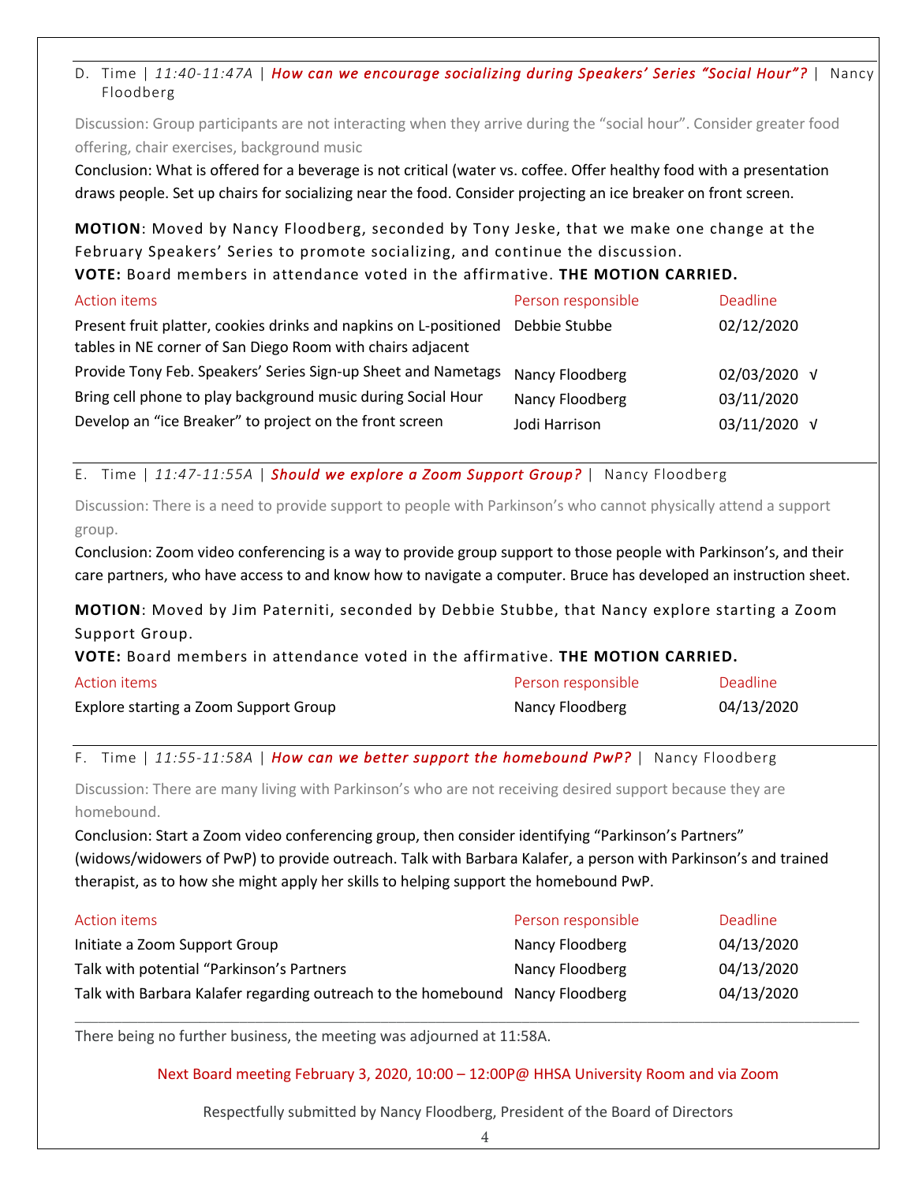D. Time | *11:40-11:47A* | ***How can we encourage socializing during Speakers' Series "Social Hour"?*** | Nancy Floodberg

Discussion: Group participants are not interacting when they arrive during the "social hour". Consider greater food offering, chair exercises, background music

Conclusion: What is offered for a beverage is not critical (water vs. coffee. Offer healthy food with a presentation draws people. Set up chairs for socializing near the food. Consider projecting an ice breaker on front screen.

**MOTION**: Moved by Nancy Floodberg, seconded by Tony Jeske, that we make one change at the February Speakers' Series to promote socializing, and continue the discussion.

**VOTE:** Board members in attendance voted in the affirmative. **THE MOTION CARRIED.**

| Action items | Person responsible | Deadline |
|---|---|---|
| Present fruit platter, cookies drinks and napkins on L-positioned tables in NE corner of San Diego Room with chairs adjacent | Debbie Stubbe | 02/12/2020 |
| Provide Tony Feb. Speakers' Series Sign-up Sheet and Nametags | Nancy Floodberg | 02/03/2020 √ |
| Bring cell phone to play background music during Social Hour | Nancy Floodberg | 03/11/2020 |
| Develop an "ice Breaker" to project on the front screen | Jodi Harrison | 03/11/2020 √ |

E. Time | *11:47-11:55A* | ***Should we explore a Zoom Support Group?*** | Nancy Floodberg

Discussion: There is a need to provide support to people with Parkinson's who cannot physically attend a support group.

Conclusion: Zoom video conferencing is a way to provide group support to those people with Parkinson's, and their care partners, who have access to and know how to navigate a computer. Bruce has developed an instruction sheet.

**MOTION**: Moved by Jim Paterniti, seconded by Debbie Stubbe, that Nancy explore starting a Zoom Support Group.

**VOTE:** Board members in attendance voted in the affirmative. **THE MOTION CARRIED.**

| Action items | Person responsible | Deadline |
|---|---|---|
| Explore starting a Zoom Support Group | Nancy Floodberg | 04/13/2020 |

F. Time | *11:55-11:58A* | ***How can we better support the homebound PwP?*** | Nancy Floodberg

Discussion: There are many living with Parkinson's who are not receiving desired support because they are homebound.

Conclusion: Start a Zoom video conferencing group, then consider identifying "Parkinson's Partners" (widows/widowers of PwP) to provide outreach. Talk with Barbara Kalafer, a person with Parkinson's and trained therapist, as to how she might apply her skills to helping support the homebound PwP.

| Action items | Person responsible | Deadline |
|---|---|---|
| Initiate a Zoom Support Group | Nancy Floodberg | 04/13/2020 |
| Talk with potential "Parkinson's Partners | Nancy Floodberg | 04/13/2020 |
| Talk with Barbara Kalafer regarding outreach to the homebound | Nancy Floodberg | 04/13/2020 |

There being no further business, the meeting was adjourned at 11:58A.

Next Board meeting February 3, 2020, 10:00 – 12:00P@ HHSA University Room and via Zoom

Respectfully submitted by Nancy Floodberg, President of the Board of Directors